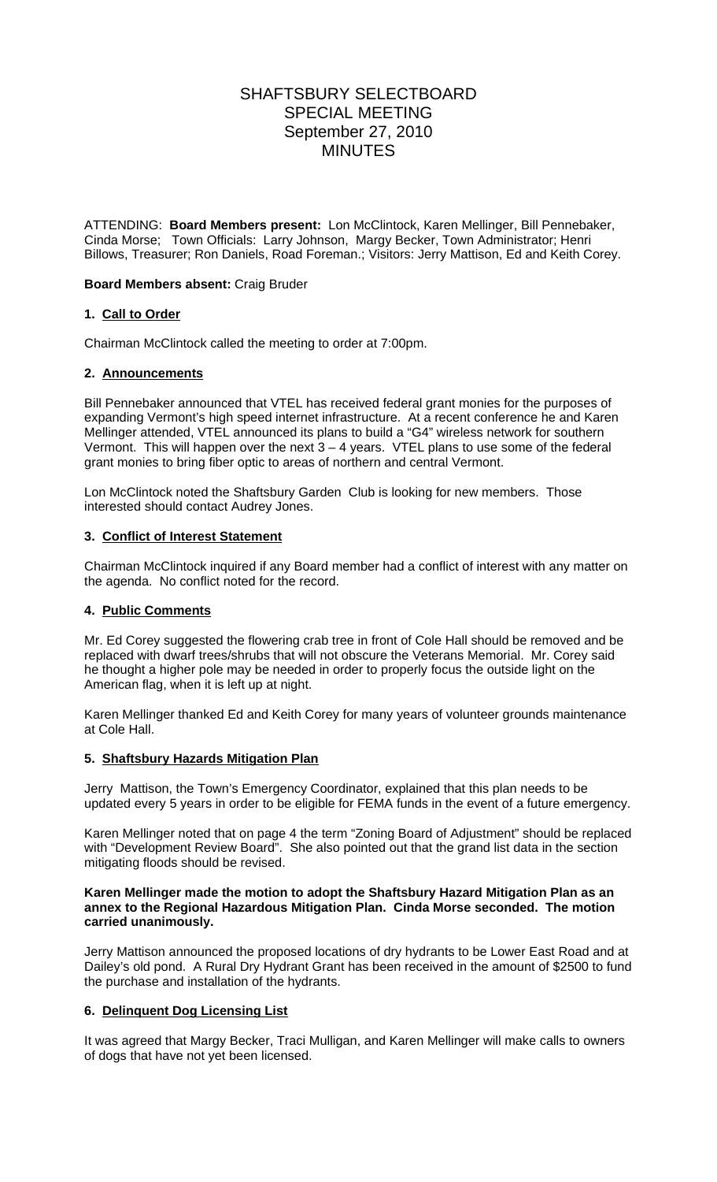# SHAFTSBURY SELECTBOARD
## SPECIAL MEETING
## September 27, 2010
## MINUTES

ATTENDING: **Board Members present:** Lon McClintock, Karen Mellinger, Bill Pennebaker, Cinda Morse; Town Officials: Larry Johnson, Margy Becker, Town Administrator; Henri Billows, Treasurer; Ron Daniels, Road Foreman.; Visitors: Jerry Mattison, Ed and Keith Corey.

**Board Members absent:** Craig Bruder

### 1. Call to Order

Chairman McClintock called the meeting to order at 7:00pm.

### 2. Announcements

Bill Pennebaker announced that VTEL has received federal grant monies for the purposes of expanding Vermont's high speed internet infrastructure. At a recent conference he and Karen Mellinger attended, VTEL announced its plans to build a "G4" wireless network for southern Vermont. This will happen over the next 3 – 4 years. VTEL plans to use some of the federal grant monies to bring fiber optic to areas of northern and central Vermont.

Lon McClintock noted the Shaftsbury Garden Club is looking for new members. Those interested should contact Audrey Jones.

### 3. Conflict of Interest Statement

Chairman McClintock inquired if any Board member had a conflict of interest with any matter on the agenda. No conflict noted for the record.

### 4. Public Comments

Mr. Ed Corey suggested the flowering crab tree in front of Cole Hall should be removed and be replaced with dwarf trees/shrubs that will not obscure the Veterans Memorial. Mr. Corey said he thought a higher pole may be needed in order to properly focus the outside light on the American flag, when it is left up at night.

Karen Mellinger thanked Ed and Keith Corey for many years of volunteer grounds maintenance at Cole Hall.

### 5. Shaftsbury Hazards Mitigation Plan

Jerry Mattison, the Town's Emergency Coordinator, explained that this plan needs to be updated every 5 years in order to be eligible for FEMA funds in the event of a future emergency.

Karen Mellinger noted that on page 4 the term "Zoning Board of Adjustment" should be replaced with "Development Review Board". She also pointed out that the grand list data in the section mitigating floods should be revised.

**Karen Mellinger made the motion to adopt the Shaftsbury Hazard Mitigation Plan as an annex to the Regional Hazardous Mitigation Plan. Cinda Morse seconded. The motion carried unanimously.**

Jerry Mattison announced the proposed locations of dry hydrants to be Lower East Road and at Dailey's old pond. A Rural Dry Hydrant Grant has been received in the amount of $2500 to fund the purchase and installation of the hydrants.

### 6. Delinquent Dog Licensing List

It was agreed that Margy Becker, Traci Mulligan, and Karen Mellinger will make calls to owners of dogs that have not yet been licensed.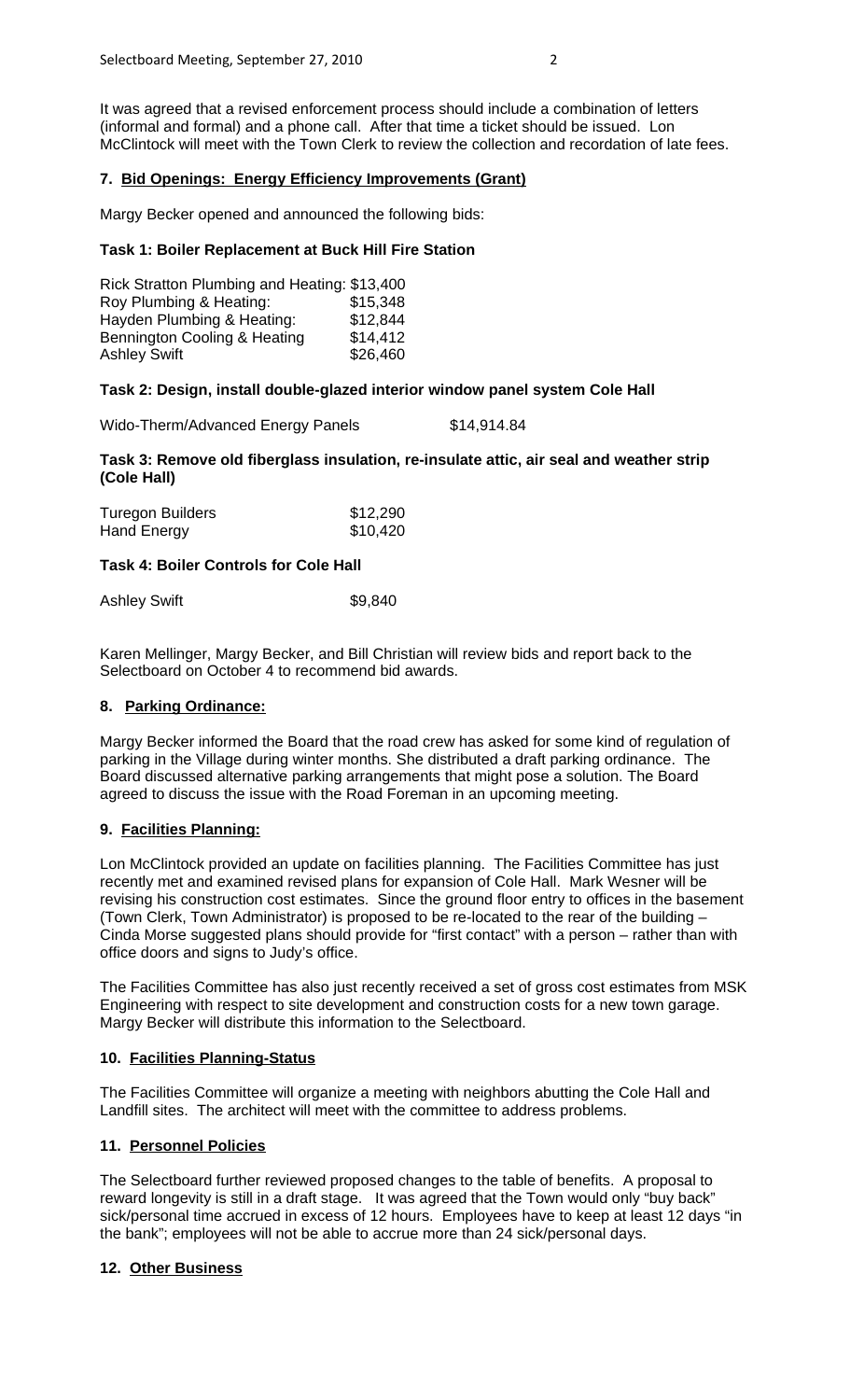It was agreed that a revised enforcement process should include a combination of letters (informal and formal) and a phone call. After that time a ticket should be issued. Lon McClintock will meet with the Town Clerk to review the collection and recordation of late fees.

## 7. Bid Openings: Energy Efficiency Improvements (Grant)

Margy Becker opened and announced the following bids:

### Task 1: Boiler Replacement at Buck Hill Fire Station

| | |
|---|---|
| Rick Stratton Plumbing and Heating: | $13,400 |
| Roy Plumbing & Heating: | $15,348 |
| Hayden Plumbing & Heating: | $12,844 |
| Bennington Cooling & Heating | $14,412 |
| Ashley Swift | $26,460 |

### Task 2: Design, install double-glazed interior window panel system Cole Hall

| | |
|---|---|
| Wido-Therm/Advanced Energy Panels | $14,914.84 |

### Task 3: Remove old fiberglass insulation, re-insulate attic, air seal and weather strip (Cole Hall)

| | |
|---|---|
| Turegon Builders | $12,290 |
| Hand Energy | $10,420 |

### Task 4: Boiler Controls for Cole Hall

| | |
|---|---|
| Ashley Swift | $9,840 |

Karen Mellinger, Margy Becker, and Bill Christian will review bids and report back to the Selectboard on October 4 to recommend bid awards.

## 8. Parking Ordinance:

Margy Becker informed the Board that the road crew has asked for some kind of regulation of parking in the Village during winter months. She distributed a draft parking ordinance. The Board discussed alternative parking arrangements that might pose a solution. The Board agreed to discuss the issue with the Road Foreman in an upcoming meeting.

## 9. Facilities Planning:

Lon McClintock provided an update on facilities planning. The Facilities Committee has just recently met and examined revised plans for expansion of Cole Hall. Mark Wesner will be revising his construction cost estimates. Since the ground floor entry to offices in the basement (Town Clerk, Town Administrator) is proposed to be re-located to the rear of the building – Cinda Morse suggested plans should provide for "first contact" with a person – rather than with office doors and signs to Judy's office.

The Facilities Committee has also just recently received a set of gross cost estimates from MSK Engineering with respect to site development and construction costs for a new town garage. Margy Becker will distribute this information to the Selectboard.

## 10. Facilities Planning-Status

The Facilities Committee will organize a meeting with neighbors abutting the Cole Hall and Landfill sites. The architect will meet with the committee to address problems.

## 11. Personnel Policies

The Selectboard further reviewed proposed changes to the table of benefits. A proposal to reward longevity is still in a draft stage. It was agreed that the Town would only "buy back" sick/personal time accrued in excess of 12 hours. Employees have to keep at least 12 days "in the bank"; employees will not be able to accrue more than 24 sick/personal days.

## 12. Other Business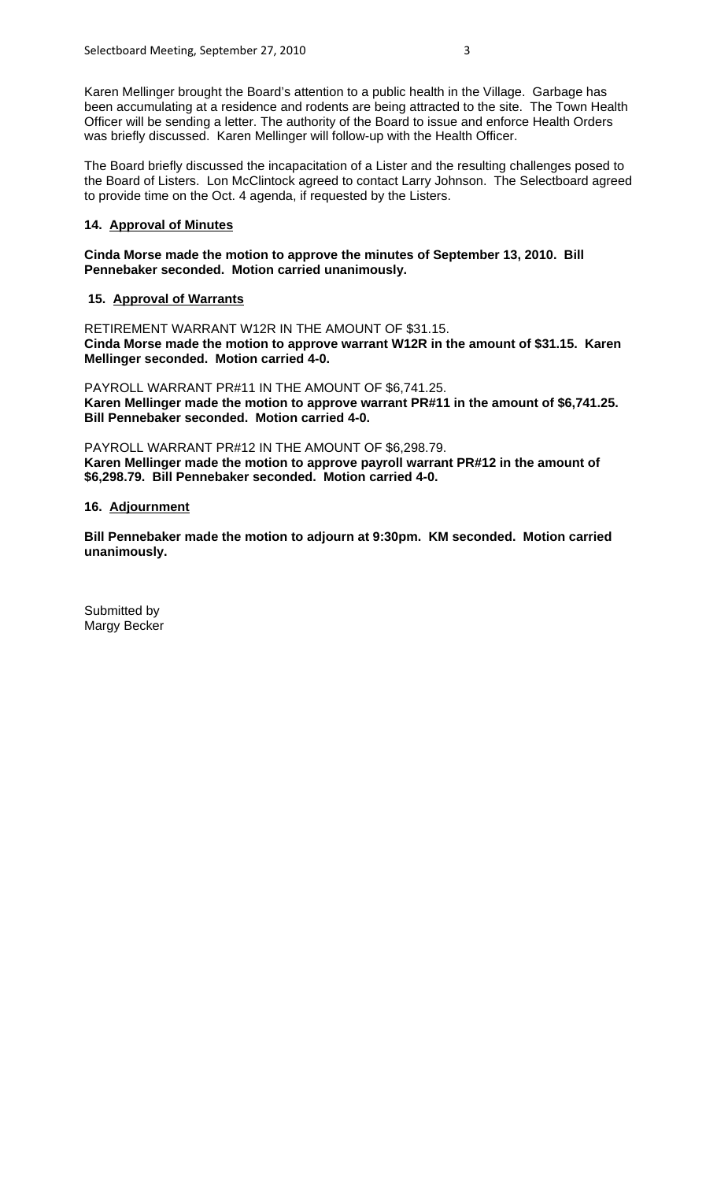Karen Mellinger brought the Board's attention to a public health in the Village. Garbage has been accumulating at a residence and rodents are being attracted to the site. The Town Health Officer will be sending a letter. The authority of the Board to issue and enforce Health Orders was briefly discussed. Karen Mellinger will follow-up with the Health Officer.

The Board briefly discussed the incapacitation of a Lister and the resulting challenges posed to the Board of Listers. Lon McClintock agreed to contact Larry Johnson. The Selectboard agreed to provide time on the Oct. 4 agenda, if requested by the Listers.

### 14. Approval of Minutes

**Cinda Morse made the motion to approve the minutes of September 13, 2010. Bill Pennebaker seconded. Motion carried unanimously.**

### 15. Approval of Warrants

RETIREMENT WARRANT W12R IN THE AMOUNT OF $31.15.
**Cinda Morse made the motion to approve warrant W12R in the amount of $31.15. Karen Mellinger seconded. Motion carried 4-0.**

PAYROLL WARRANT PR#11 IN THE AMOUNT OF $6,741.25.
**Karen Mellinger made the motion to approve warrant PR#11 in the amount of $6,741.25. Bill Pennebaker seconded. Motion carried 4-0.**

PAYROLL WARRANT PR#12 IN THE AMOUNT OF $6,298.79.
**Karen Mellinger made the motion to approve payroll warrant PR#12 in the amount of $6,298.79. Bill Pennebaker seconded. Motion carried 4-0.**

### 16. Adjournment

**Bill Pennebaker made the motion to adjourn at 9:30pm. KM seconded. Motion carried unanimously.**

Submitted by
Margy Becker